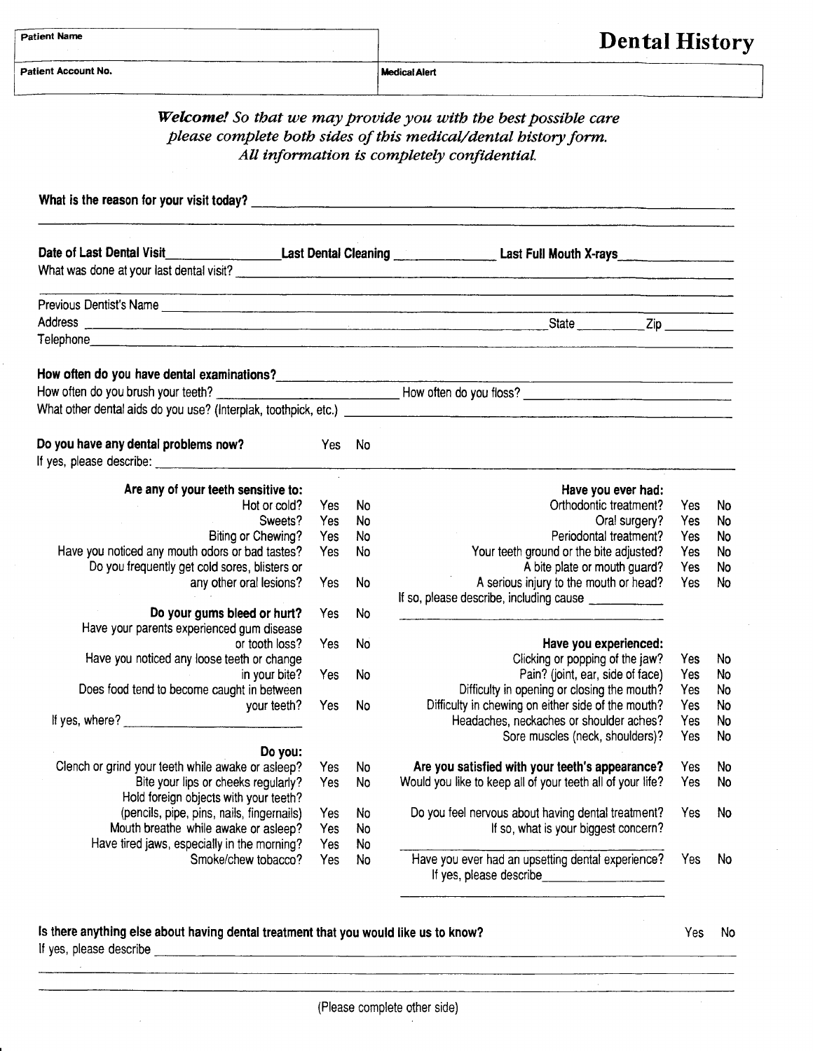| Patient Name | **Dental History** |
| --- | --- |
| Patient Account No. | Medical Alert |

***Welcome!*** *So that we may provide you with the best possible care please complete both sides of this medical/dental history form. All information is completely confidential.*

**What is the reason for your visit today?** ______________________________

______________________________

**Date of Last Dental Visit** ____________ **Last Dental Cleaning** ____________ **Last Full Mouth X-rays** ____________

What was done at your last dental visit? ______________________________

______________________________

Previous Dentist's Name ______________________________

Address ______________________________ State ________ Zip ________

Telephone ______________________________

**How often do you have dental examinations?** ______________________________

How often do you brush your teeth? ____________ How often do you floss? ____________

What other dental aids do you use? (Interplak, toothpick, etc.) ______________________________

**Do you have any dental problems now?** Yes No

If yes, please describe: ______________________________

| **Are any of your teeth sensitive to:** | | |
| --- | --- | --- |
| Hot or cold? | Yes | No |
| Sweets? | Yes | No |
| Biting or Chewing? | Yes | No |
| Have you noticed any mouth odors or bad tastes? | Yes | No |
| Do you frequently get cold sores, blisters or any other oral lesions? | Yes | No |
| **Do your gums bleed or hurt?** | Yes | No |
| Have your parents experienced gum disease or tooth loss? | Yes | No |
| Have you noticed any loose teeth or change in your bite? | Yes | No |
| Does food tend to become caught in between your teeth? | Yes | No |

If yes, where? ____________

| **Do you:** | | |
| --- | --- | --- |
| Clench or grind your teeth while awake or asleep? | Yes | No |
| Bite your lips or cheeks regularly? | Yes | No |
| Hold foreign objects with your teeth? (pencils, pipe, pins, nails, fingernails) | Yes | No |
| Mouth breathe while awake or asleep? | Yes | No |
| Have tired jaws, especially in the morning? | Yes | No |
| Smoke/chew tobacco? | Yes | No |

| **Have you ever had:** | | |
| --- | --- | --- |
| Orthodontic treatment? | Yes | No |
| Oral surgery? | Yes | No |
| Periodontal treatment? | Yes | No |
| Your teeth ground or the bite adjusted? | Yes | No |
| A bite plate or mouth guard? | Yes | No |
| A serious injury to the mouth or head? | Yes | No |

If so, please describe, including cause ____________

____________

| **Have you experienced:** | | |
| --- | --- | --- |
| Clicking or popping of the jaw? | Yes | No |
| Pain? (joint, ear, side of face) | Yes | No |
| Difficulty in opening or closing the mouth? | Yes | No |
| Difficulty in chewing on either side of the mouth? | Yes | No |
| Headaches, neckaches or shoulder aches? | Yes | No |
| Sore muscles (neck, shoulders)? | Yes | No |

| | | |
| --- | --- | --- |
| **Are you satisfied with your teeth's appearance?** | Yes | No |
| Would you like to keep all of your teeth all of your life? | Yes | No |
| Do you feel nervous about having dental treatment? | Yes | No |

If so, what is your biggest concern?

____________

| | | |
| --- | --- | --- |
| Have you ever had an upsetting dental experience? | Yes | No |

If yes, please describe ____________

____________

**Is there anything else about having dental treatment that you would like us to know?** Yes No

If yes, please describe ______________________________

______________________________

______________________________

(Please complete other side)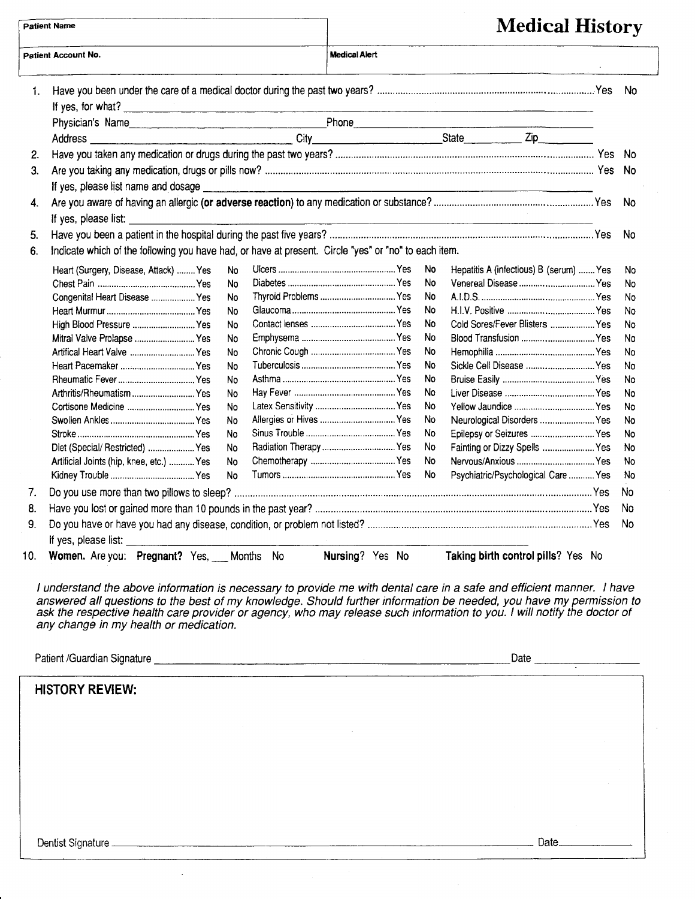| Patient Name | # Medical History |
|---|---|
| **Patient Account No.** | **Medical Alert** |

1. Have you been under the care of a medical doctor during the past two years? ........ Yes No
   If yes, for what? ______
   Physician's Name______ Phone______
   Address ______ City______ State______ Zip______
2. Have you taken any medication or drugs during the past two years? ........ Yes No
3. Are you taking any medication, drugs or pills now? ........ Yes No
   If yes, please list name and dosage ______
4. Are you aware of having an allergic **(or adverse reaction)** to any medication or substance? ........ Yes No
   If yes, please list: ______
5. Have you been a patient in the hospital during the past five years? ........ Yes No
6. Indicate which of the following you have had, or have at present. Circle "yes" or "no" to each item.

| | | | | | | | | |
|---|---|---|---|---|---|---|---|---|
| Heart (Surgery, Disease, Attack) | Yes | No | Ulcers | Yes | No | Hepatitis A (infectious) B (serum) | Yes | No |
| Chest Pain | Yes | No | Diabetes | Yes | No | Venereal Disease | Yes | No |
| Congenital Heart Disease | Yes | No | Thyroid Problems | Yes | No | A.I.D.S. | Yes | No |
| Heart Murmur | Yes | No | Glaucoma | Yes | No | H.I.V. Positive | Yes | No |
| High Blood Pressure | Yes | No | Contact lenses | Yes | No | Cold Sores/Fever Blisters | Yes | No |
| Mitral Valve Prolapse | Yes | No | Emphysema | Yes | No | Blood Transfusion | Yes | No |
| Artifical Heart Valve | Yes | No | Chronic Cough | Yes | No | Hemophilia | Yes | No |
| Heart Pacemaker | Yes | No | Tuberculosis | Yes | No | Sickle Cell Disease | Yes | No |
| Rheumatic Fever | Yes | No | Asthma | Yes | No | Bruise Easily | Yes | No |
| Arthritis/Rheumatism | Yes | No | Hay Fever | Yes | No | Liver Disease | Yes | No |
| Cortisone Medicine | Yes | No | Latex Sensitivity | Yes | No | Yellow Jaundice | Yes | No |
| Swollen Ankles | Yes | No | Allergies or Hives | Yes | No | Neurological Disorders | Yes | No |
| Stroke | Yes | No | Sinus Trouble | Yes | No | Epilepsy or Seizures | Yes | No |
| Diet (Special/ Restricted) | Yes | No | Radiation Therapy | Yes | No | Fainting or Dizzy Spells | Yes | No |
| Artificial Joints (hip, knee, etc.) | Yes | No | Chemotherapy | Yes | No | Nervous/Anxious | Yes | No |
| Kidney Trouble | Yes | No | Tumors | Yes | No | Psychiatric/Psychological Care | Yes | No |

7. Do you use more than two pillows to sleep? ........ Yes No
8. Have you lost or gained more than 10 pounds in the past year? ........ Yes No
9. Do you have or have you had any disease, condition, or problem not listed? ........ Yes No
   If yes, please list: ______
10. **Women.** Are you: **Pregnant?** Yes, ___ Months No  **Nursing**? Yes No  **Taking birth control pills**? Yes No

*I understand the above information is necessary to provide me with dental care in a safe and efficient manner. I have answered all questions to the best of my knowledge. Should further information be needed, you have my permission to ask the respective health care provider or agency, who may release such information to you. I will notify the doctor of any change in my health or medication.*

Patient /Guardian Signature ______ Date ______

**HISTORY REVIEW:**

Dentist Signature ______ Date______